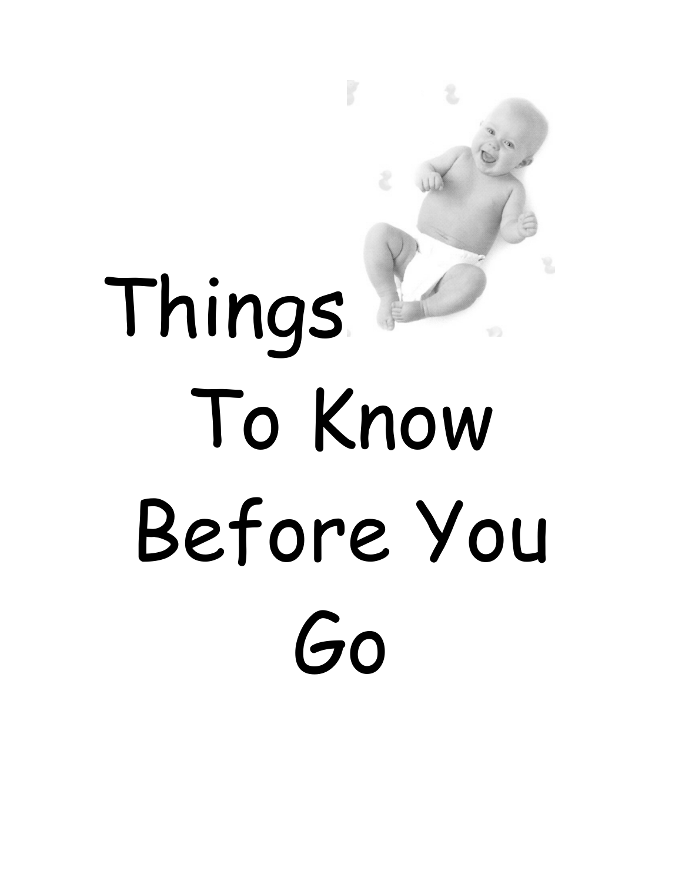# Things To Know Before You Go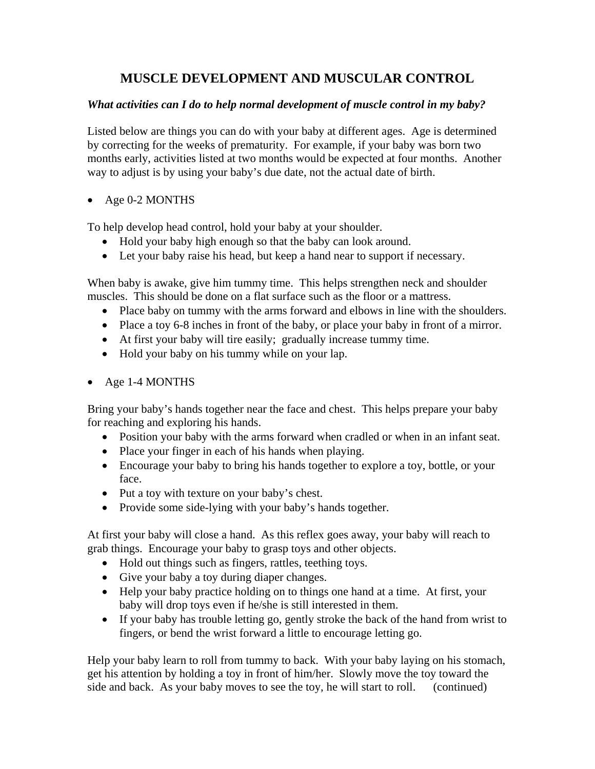# MUSCLE DEVELOPMENT AND MUSCULAR CONTROL

***What activities can I do to help normal development of muscle control in my baby?***

Listed below are things you can do with your baby at different ages. Age is determined by correcting for the weeks of prematurity. For example, if your baby was born two months early, activities listed at two months would be expected at four months. Another way to adjust is by using your baby's due date, not the actual date of birth.

- Age 0-2 MONTHS

To help develop head control, hold your baby at your shoulder.

- Hold your baby high enough so that the baby can look around.
- Let your baby raise his head, but keep a hand near to support if necessary.

When baby is awake, give him tummy time. This helps strengthen neck and shoulder muscles. This should be done on a flat surface such as the floor or a mattress.

- Place baby on tummy with the arms forward and elbows in line with the shoulders.
- Place a toy 6-8 inches in front of the baby, or place your baby in front of a mirror.
- At first your baby will tire easily; gradually increase tummy time.
- Hold your baby on his tummy while on your lap.

- Age 1-4 MONTHS

Bring your baby's hands together near the face and chest. This helps prepare your baby for reaching and exploring his hands.

- Position your baby with the arms forward when cradled or when in an infant seat.
- Place your finger in each of his hands when playing.
- Encourage your baby to bring his hands together to explore a toy, bottle, or your face.
- Put a toy with texture on your baby's chest.
- Provide some side-lying with your baby's hands together.

At first your baby will close a hand. As this reflex goes away, your baby will reach to grab things. Encourage your baby to grasp toys and other objects.

- Hold out things such as fingers, rattles, teething toys.
- Give your baby a toy during diaper changes.
- Help your baby practice holding on to things one hand at a time. At first, your baby will drop toys even if he/she is still interested in them.
- If your baby has trouble letting go, gently stroke the back of the hand from wrist to fingers, or bend the wrist forward a little to encourage letting go.

Help your baby learn to roll from tummy to back. With your baby laying on his stomach, get his attention by holding a toy in front of him/her. Slowly move the toy toward the side and back. As your baby moves to see the toy, he will start to roll. (continued)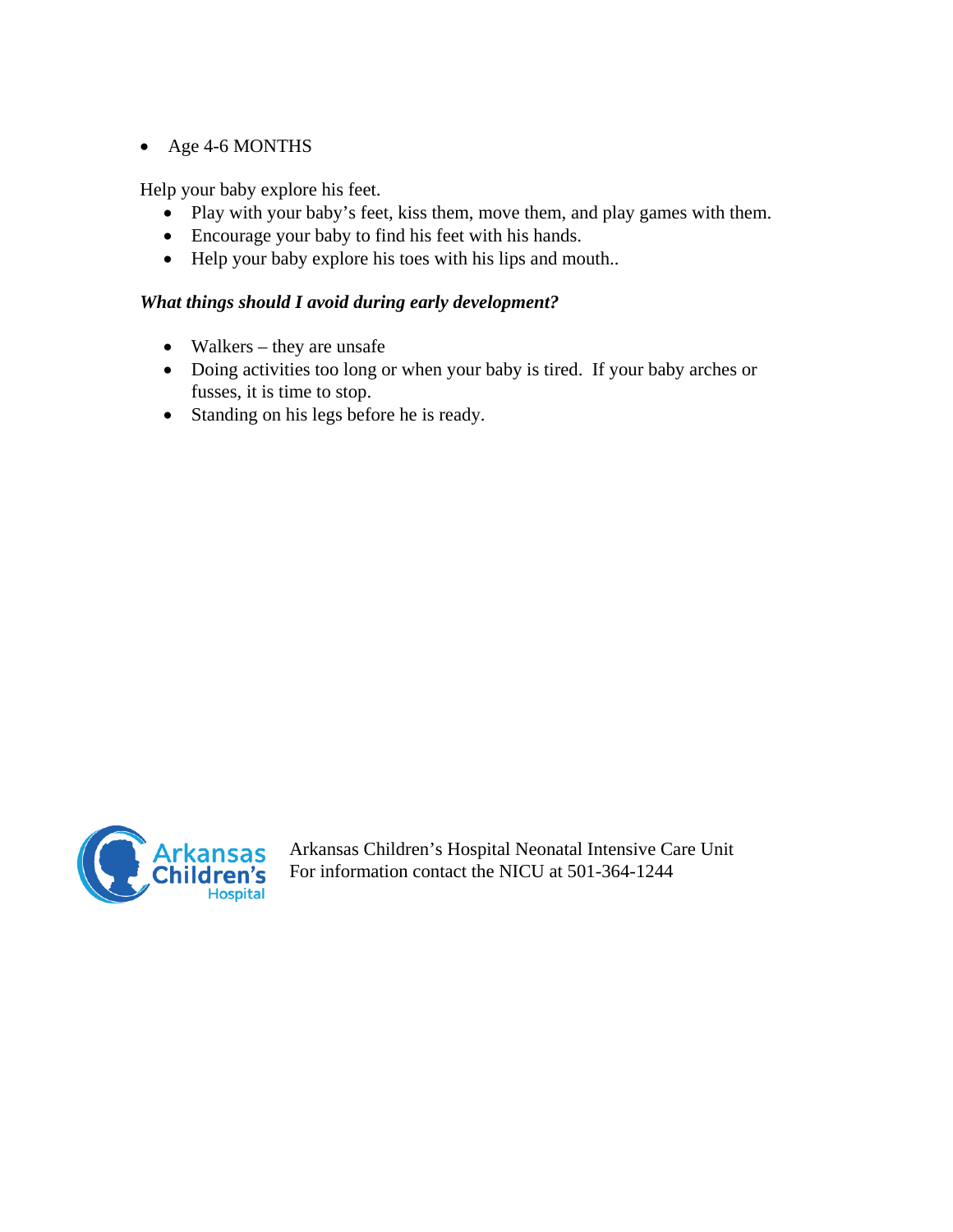- Age 4-6 MONTHS

Help your baby explore his feet.

- Play with your baby's feet, kiss them, move them, and play games with them.
- Encourage your baby to find his feet with his hands.
- Help your baby explore his toes with his lips and mouth..

***What things should I avoid during early development?***

- Walkers – they are unsafe
- Doing activities too long or when your baby is tired. If your baby arches or fusses, it is time to stop.
- Standing on his legs before he is ready.

Arkansas Children's Hospital Neonatal Intensive Care Unit
For information contact the NICU at 501-364-1244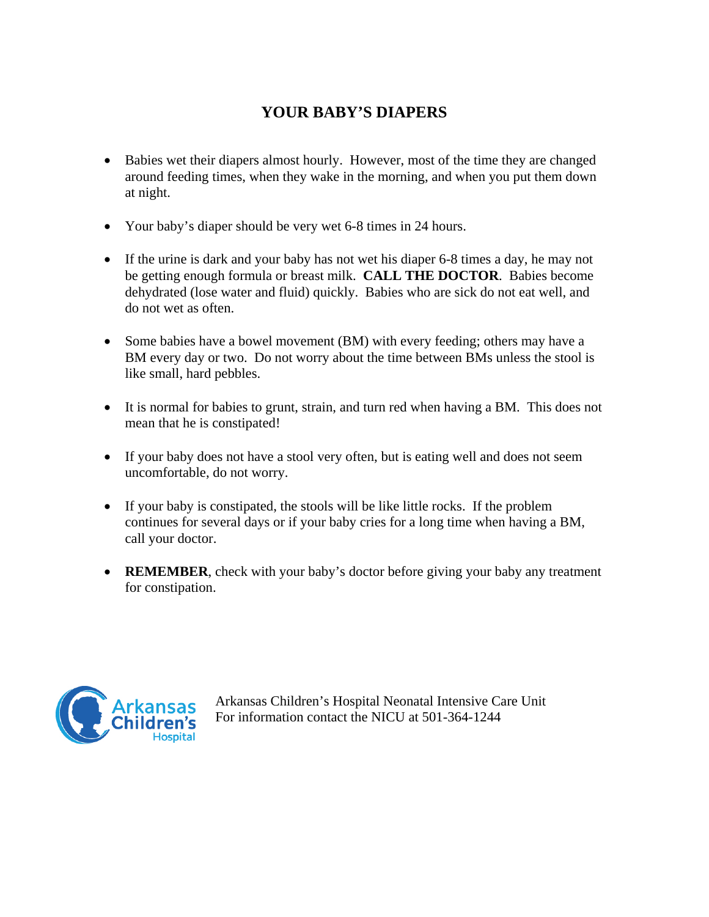# YOUR BABY'S DIAPERS

- Babies wet their diapers almost hourly. However, most of the time they are changed around feeding times, when they wake in the morning, and when you put them down at night.
- Your baby's diaper should be very wet 6-8 times in 24 hours.
- If the urine is dark and your baby has not wet his diaper 6-8 times a day, he may not be getting enough formula or breast milk. **CALL THE DOCTOR**. Babies become dehydrated (lose water and fluid) quickly. Babies who are sick do not eat well, and do not wet as often.
- Some babies have a bowel movement (BM) with every feeding; others may have a BM every day or two. Do not worry about the time between BMs unless the stool is like small, hard pebbles.
- It is normal for babies to grunt, strain, and turn red when having a BM. This does not mean that he is constipated!
- If your baby does not have a stool very often, but is eating well and does not seem uncomfortable, do not worry.
- If your baby is constipated, the stools will be like little rocks. If the problem continues for several days or if your baby cries for a long time when having a BM, call your doctor.
- **REMEMBER**, check with your baby's doctor before giving your baby any treatment for constipation.

Arkansas Children's Hospital

Arkansas Children's Hospital Neonatal Intensive Care Unit
For information contact the NICU at 501-364-1244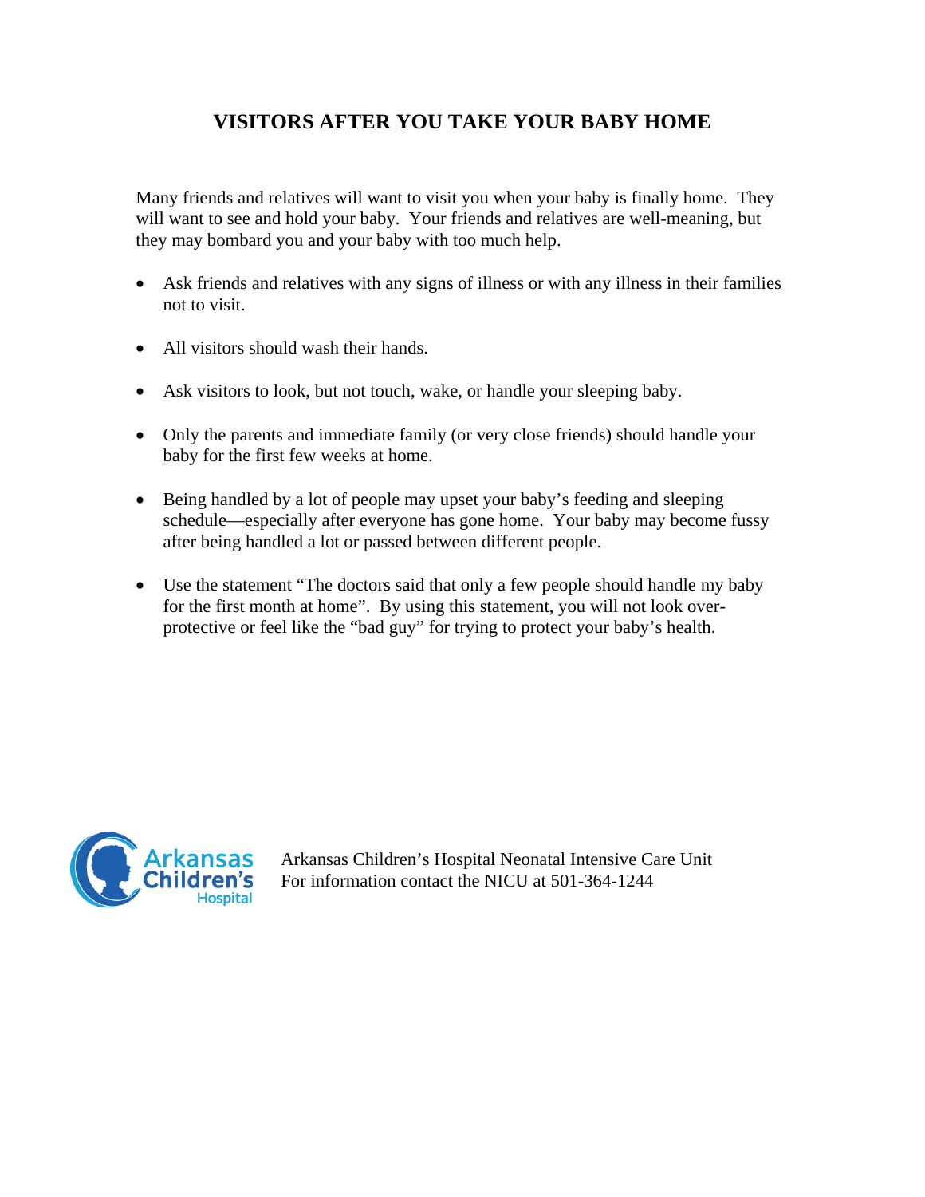# VISITORS AFTER YOU TAKE YOUR BABY HOME

Many friends and relatives will want to visit you when your baby is finally home. They will want to see and hold your baby. Your friends and relatives are well-meaning, but they may bombard you and your baby with too much help.

- Ask friends and relatives with any signs of illness or with any illness in their families not to visit.
- All visitors should wash their hands.
- Ask visitors to look, but not touch, wake, or handle your sleeping baby.
- Only the parents and immediate family (or very close friends) should handle your baby for the first few weeks at home.
- Being handled by a lot of people may upset your baby's feeding and sleeping schedule—especially after everyone has gone home. Your baby may become fussy after being handled a lot or passed between different people.
- Use the statement "The doctors said that only a few people should handle my baby for the first month at home". By using this statement, you will not look over-protective or feel like the "bad guy" for trying to protect your baby's health.

Arkansas Children's Hospital

Arkansas Children's Hospital Neonatal Intensive Care Unit
For information contact the NICU at 501-364-1244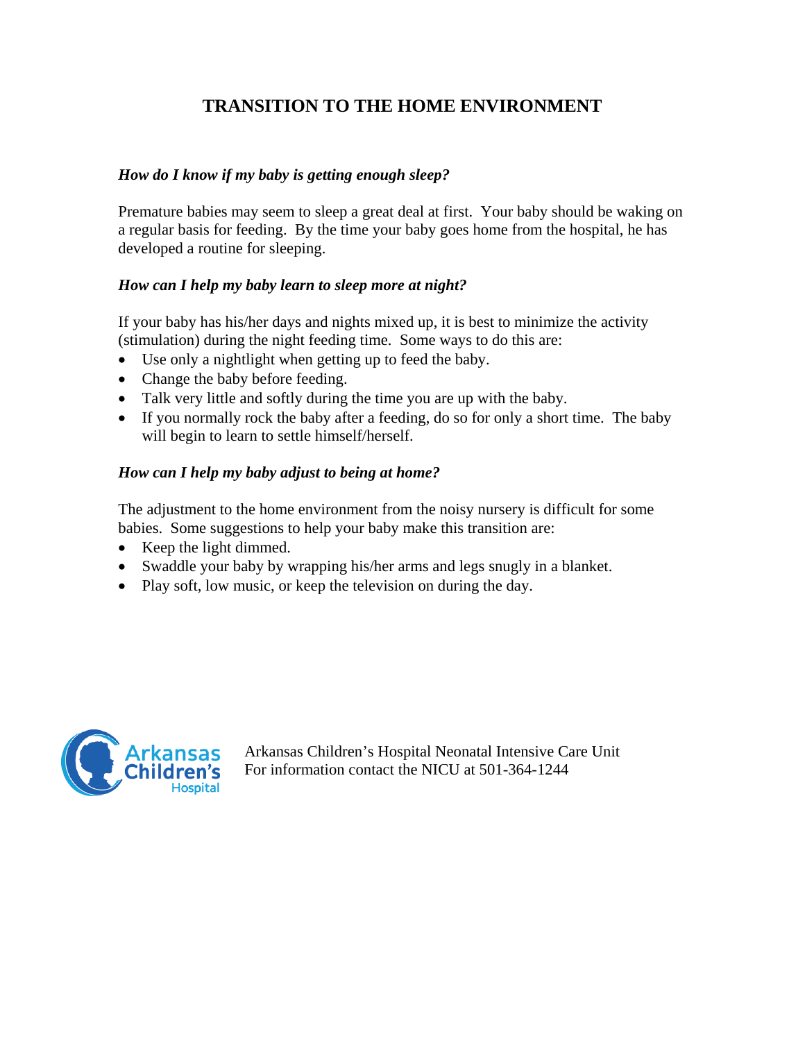# TRANSITION TO THE HOME ENVIRONMENT

***How do I know if my baby is getting enough sleep?***

Premature babies may seem to sleep a great deal at first. Your baby should be waking on a regular basis for feeding. By the time your baby goes home from the hospital, he has developed a routine for sleeping.

***How can I help my baby learn to sleep more at night?***

If your baby has his/her days and nights mixed up, it is best to minimize the activity (stimulation) during the night feeding time. Some ways to do this are:

- Use only a nightlight when getting up to feed the baby.
- Change the baby before feeding.
- Talk very little and softly during the time you are up with the baby.
- If you normally rock the baby after a feeding, do so for only a short time. The baby will begin to learn to settle himself/herself.

***How can I help my baby adjust to being at home?***

The adjustment to the home environment from the noisy nursery is difficult for some babies. Some suggestions to help your baby make this transition are:

- Keep the light dimmed.
- Swaddle your baby by wrapping his/her arms and legs snugly in a blanket.
- Play soft, low music, or keep the television on during the day.

Arkansas Children's Hospital

Arkansas Children's Hospital Neonatal Intensive Care Unit
For information contact the NICU at 501-364-1244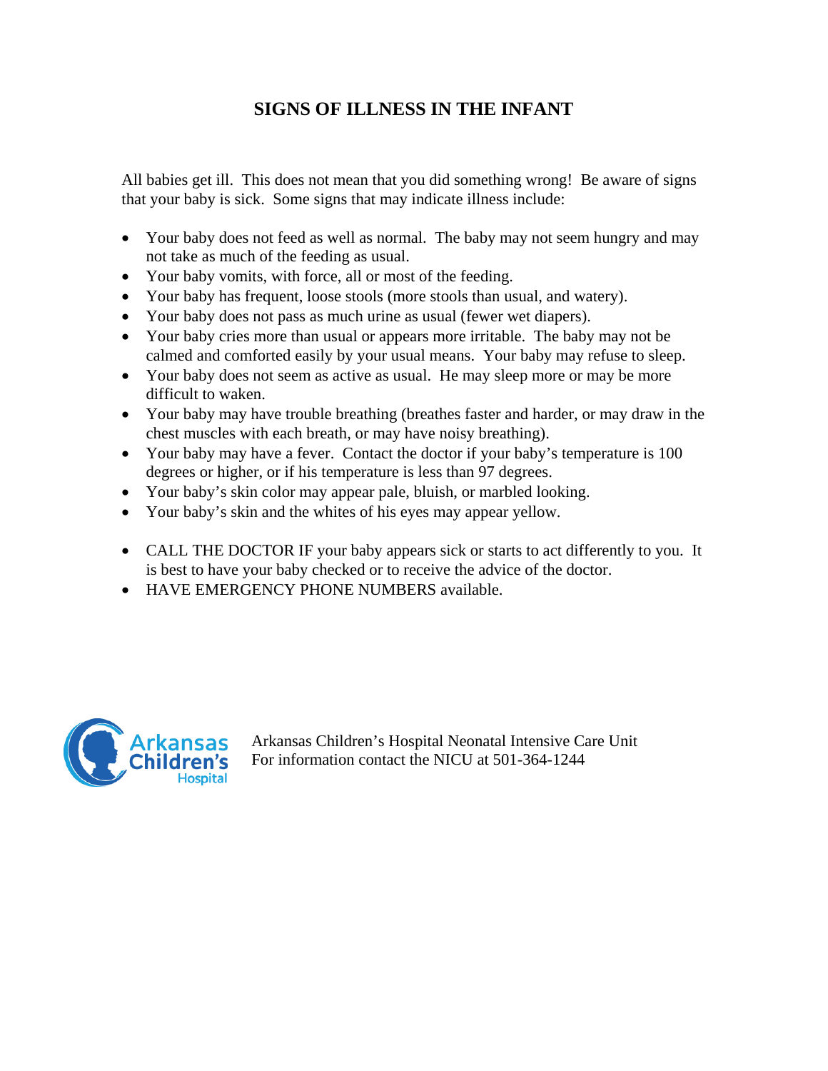# SIGNS OF ILLNESS IN THE INFANT

All babies get ill. This does not mean that you did something wrong! Be aware of signs that your baby is sick. Some signs that may indicate illness include:

- Your baby does not feed as well as normal. The baby may not seem hungry and may not take as much of the feeding as usual.
- Your baby vomits, with force, all or most of the feeding.
- Your baby has frequent, loose stools (more stools than usual, and watery).
- Your baby does not pass as much urine as usual (fewer wet diapers).
- Your baby cries more than usual or appears more irritable. The baby may not be calmed and comforted easily by your usual means. Your baby may refuse to sleep.
- Your baby does not seem as active as usual. He may sleep more or may be more difficult to waken.
- Your baby may have trouble breathing (breathes faster and harder, or may draw in the chest muscles with each breath, or may have noisy breathing).
- Your baby may have a fever. Contact the doctor if your baby's temperature is 100 degrees or higher, or if his temperature is less than 97 degrees.
- Your baby's skin color may appear pale, bluish, or marbled looking.
- Your baby's skin and the whites of his eyes may appear yellow.

- CALL THE DOCTOR IF your baby appears sick or starts to act differently to you. It is best to have your baby checked or to receive the advice of the doctor.
- HAVE EMERGENCY PHONE NUMBERS available.

Arkansas Children's Hospital

Arkansas Children's Hospital Neonatal Intensive Care Unit
For information contact the NICU at 501-364-1244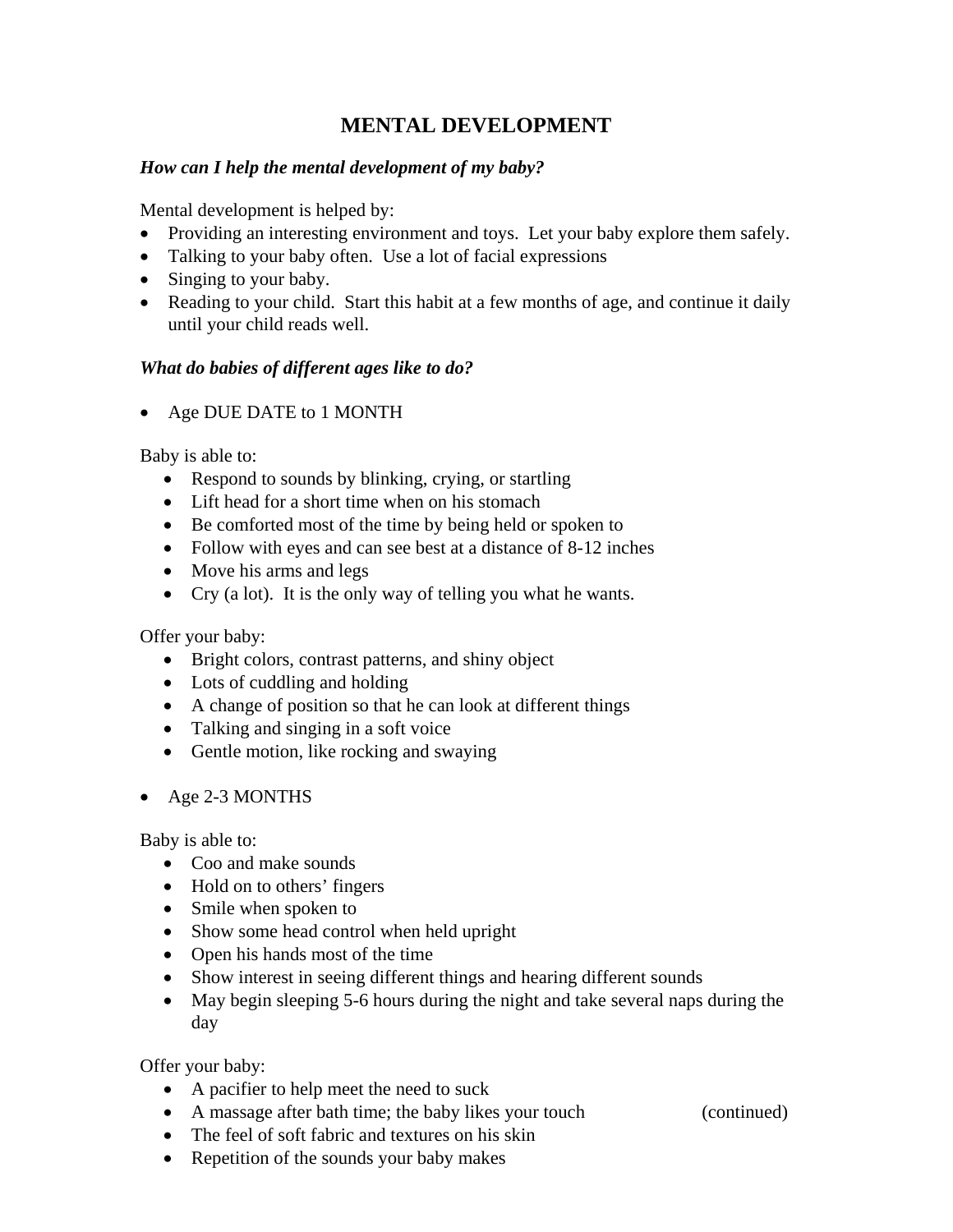# MENTAL DEVELOPMENT

***How can I help the mental development of my baby?***

Mental development is helped by:

- Providing an interesting environment and toys.  Let your baby explore them safely.
- Talking to your baby often.  Use a lot of facial expressions
- Singing to your baby.
- Reading to your child.  Start this habit at a few months of age, and continue it daily until your child reads well.

***What do babies of different ages like to do?***

- Age DUE DATE to 1 MONTH

Baby is able to:

- Respond to sounds by blinking, crying, or startling
- Lift head for a short time when on his stomach
- Be comforted most of the time by being held or spoken to
- Follow with eyes and can see best at a distance of 8-12 inches
- Move his arms and legs
- Cry (a lot).  It is the only way of telling you what he wants.

Offer your baby:

- Bright colors, contrast patterns, and shiny object
- Lots of cuddling and holding
- A change of position so that he can look at different things
- Talking and singing in a soft voice
- Gentle motion, like rocking and swaying

- Age 2-3 MONTHS

Baby is able to:

- Coo and make sounds
- Hold on to others' fingers
- Smile when spoken to
- Show some head control when held upright
- Open his hands most of the time
- Show interest in seeing different things and hearing different sounds
- May begin sleeping 5-6 hours during the night and take several naps during the day

Offer your baby:

- A pacifier to help meet the need to suck
- A massage after bath time; the baby likes your touch
- The feel of soft fabric and textures on his skin
- Repetition of the sounds your baby makes

(continued)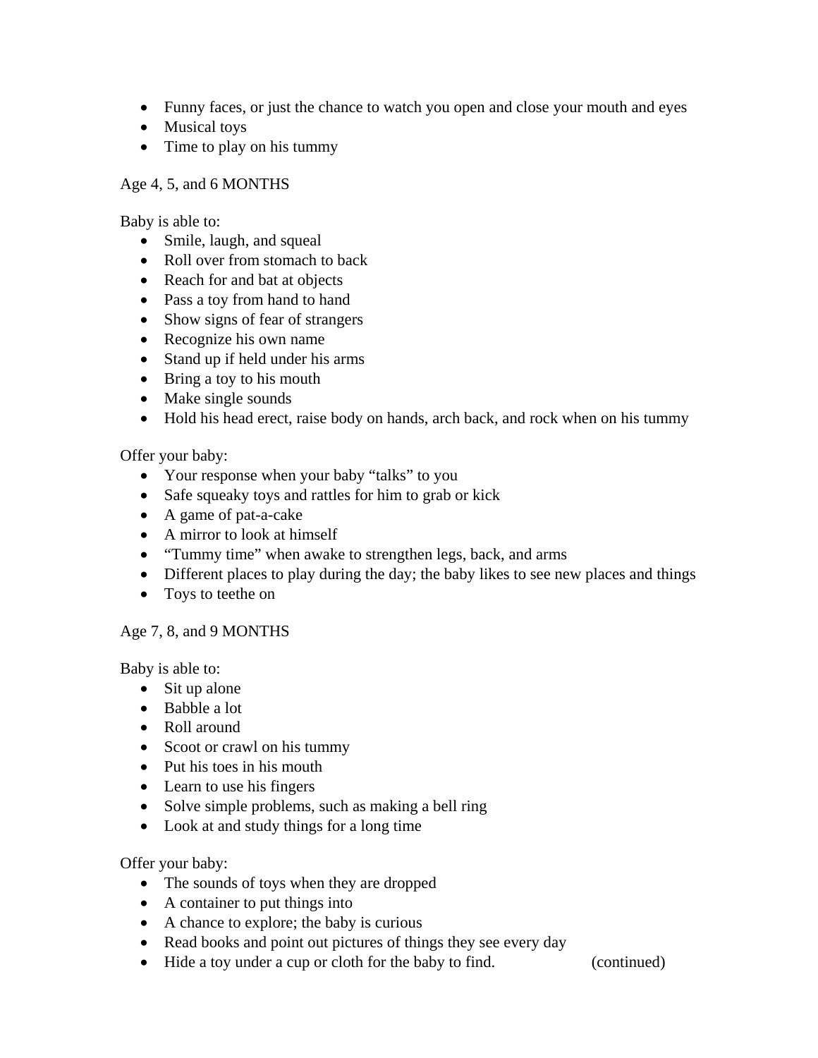- Funny faces, or just the chance to watch you open and close your mouth and eyes
- Musical toys
- Time to play on his tummy

Age 4, 5, and 6 MONTHS

Baby is able to:

- Smile, laugh, and squeal
- Roll over from stomach to back
- Reach for and bat at objects
- Pass a toy from hand to hand
- Show signs of fear of strangers
- Recognize his own name
- Stand up if held under his arms
- Bring a toy to his mouth
- Make single sounds
- Hold his head erect, raise body on hands, arch back, and rock when on his tummy

Offer your baby:

- Your response when your baby "talks" to you
- Safe squeaky toys and rattles for him to grab or kick
- A game of pat-a-cake
- A mirror to look at himself
- "Tummy time" when awake to strengthen legs, back, and arms
- Different places to play during the day; the baby likes to see new places and things
- Toys to teethe on

Age 7, 8, and 9 MONTHS

Baby is able to:

- Sit up alone
- Babble a lot
- Roll around
- Scoot or crawl on his tummy
- Put his toes in his mouth
- Learn to use his fingers
- Solve simple problems, such as making a bell ring
- Look at and study things for a long time

Offer your baby:

- The sounds of toys when they are dropped
- A container to put things into
- A chance to explore; the baby is curious
- Read books and point out pictures of things they see every day
- Hide a toy under a cup or cloth for the baby to find.

(continued)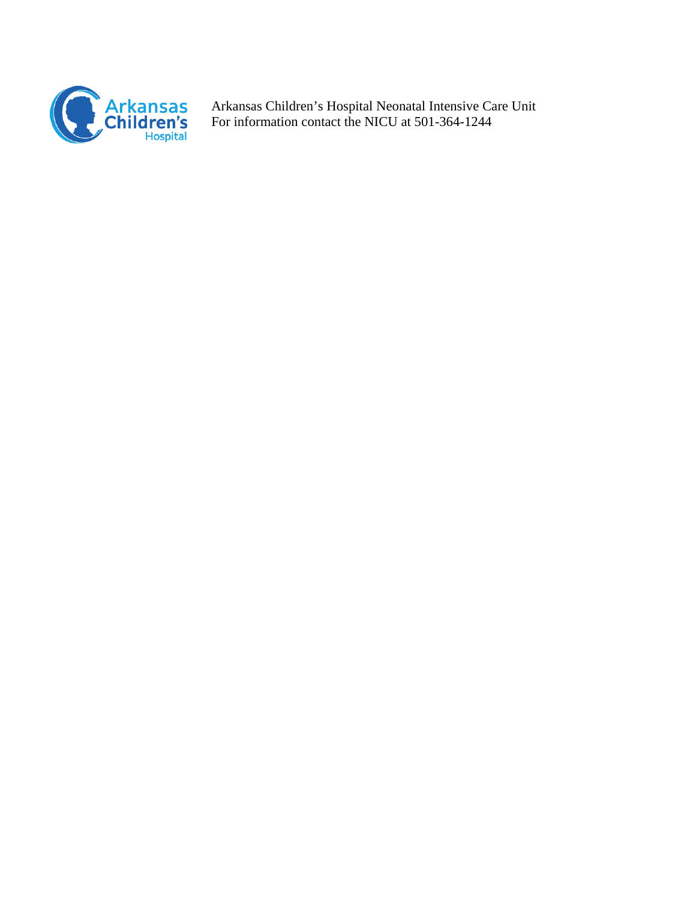Arkansas Children's Hospital Neonatal Intensive Care Unit
For information contact the NICU at 501-364-1244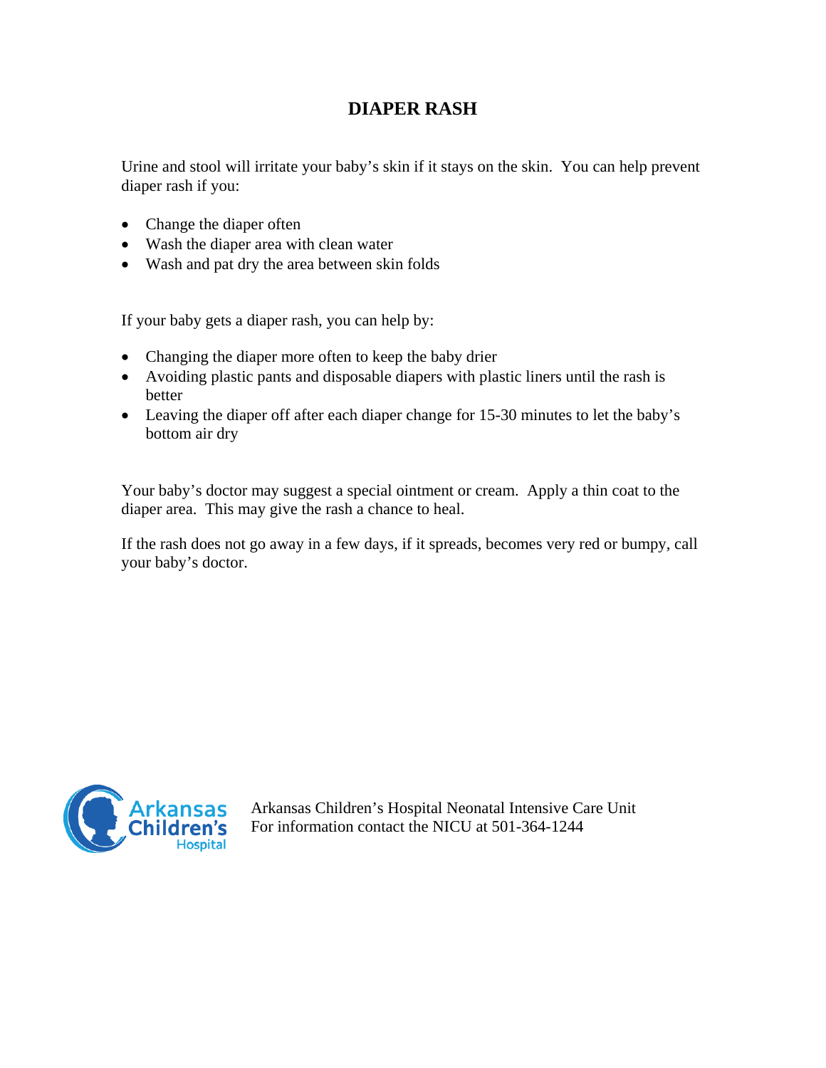# DIAPER RASH

Urine and stool will irritate your baby's skin if it stays on the skin. You can help prevent diaper rash if you:

- Change the diaper often
- Wash the diaper area with clean water
- Wash and pat dry the area between skin folds

If your baby gets a diaper rash, you can help by:

- Changing the diaper more often to keep the baby drier
- Avoiding plastic pants and disposable diapers with plastic liners until the rash is better
- Leaving the diaper off after each diaper change for 15-30 minutes to let the baby's bottom air dry

Your baby's doctor may suggest a special ointment or cream. Apply a thin coat to the diaper area. This may give the rash a chance to heal.

If the rash does not go away in a few days, if it spreads, becomes very red or bumpy, call your baby's doctor.

Arkansas Children's Hospital

Arkansas Children's Hospital Neonatal Intensive Care Unit
For information contact the NICU at 501-364-1244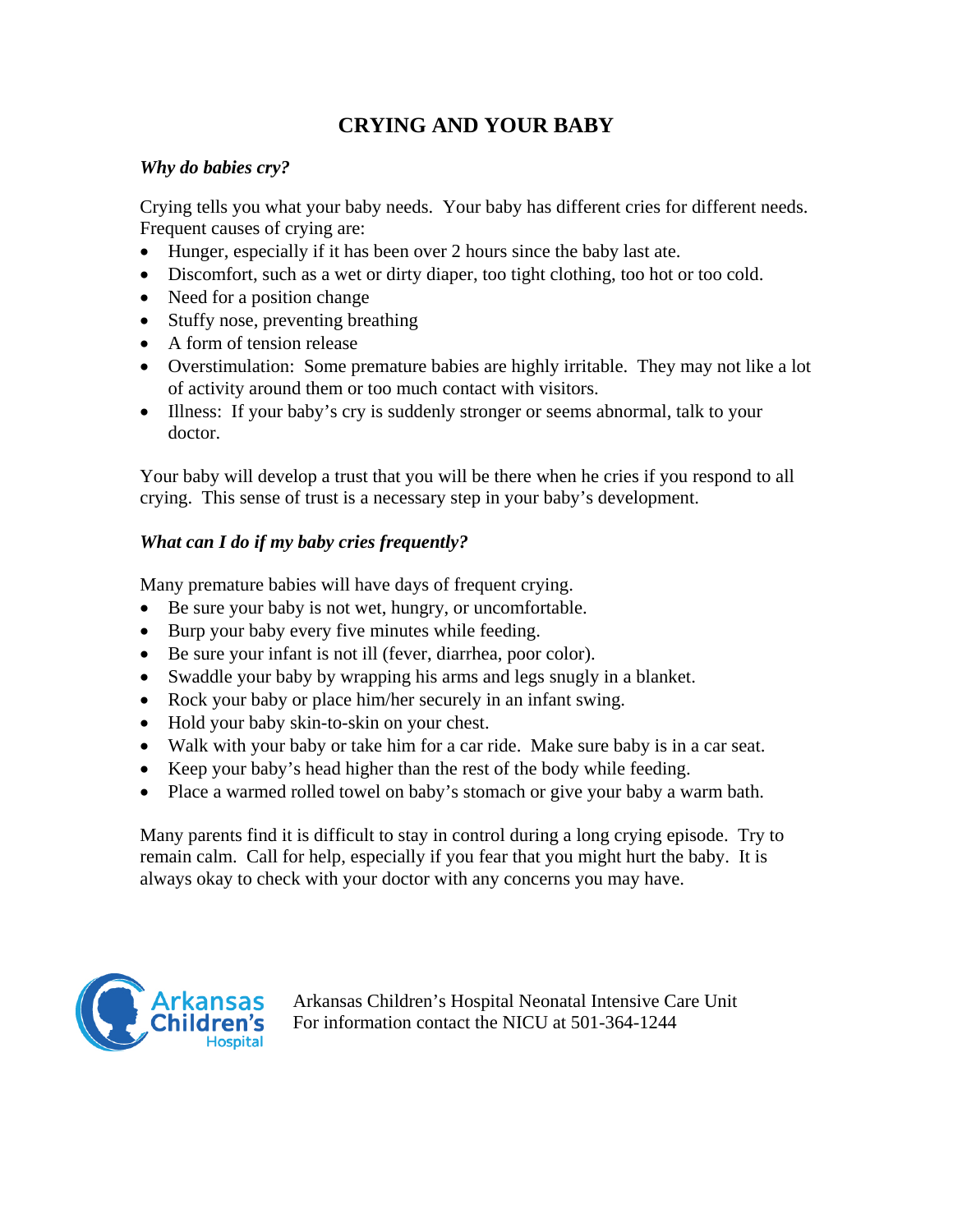# CRYING AND YOUR BABY

### *Why do babies cry?*

Crying tells you what your baby needs. Your baby has different cries for different needs. Frequent causes of crying are:

- Hunger, especially if it has been over 2 hours since the baby last ate.
- Discomfort, such as a wet or dirty diaper, too tight clothing, too hot or too cold.
- Need for a position change
- Stuffy nose, preventing breathing
- A form of tension release
- Overstimulation: Some premature babies are highly irritable. They may not like a lot of activity around them or too much contact with visitors.
- Illness: If your baby's cry is suddenly stronger or seems abnormal, talk to your doctor.

Your baby will develop a trust that you will be there when he cries if you respond to all crying. This sense of trust is a necessary step in your baby's development.

### *What can I do if my baby cries frequently?*

Many premature babies will have days of frequent crying.

- Be sure your baby is not wet, hungry, or uncomfortable.
- Burp your baby every five minutes while feeding.
- Be sure your infant is not ill (fever, diarrhea, poor color).
- Swaddle your baby by wrapping his arms and legs snugly in a blanket.
- Rock your baby or place him/her securely in an infant swing.
- Hold your baby skin-to-skin on your chest.
- Walk with your baby or take him for a car ride. Make sure baby is in a car seat.
- Keep your baby's head higher than the rest of the body while feeding.
- Place a warmed rolled towel on baby's stomach or give your baby a warm bath.

Many parents find it is difficult to stay in control during a long crying episode. Try to remain calm. Call for help, especially if you fear that you might hurt the baby. It is always okay to check with your doctor with any concerns you may have.

Arkansas Children's Hospital

Arkansas Children's Hospital Neonatal Intensive Care Unit
For information contact the NICU at 501-364-1244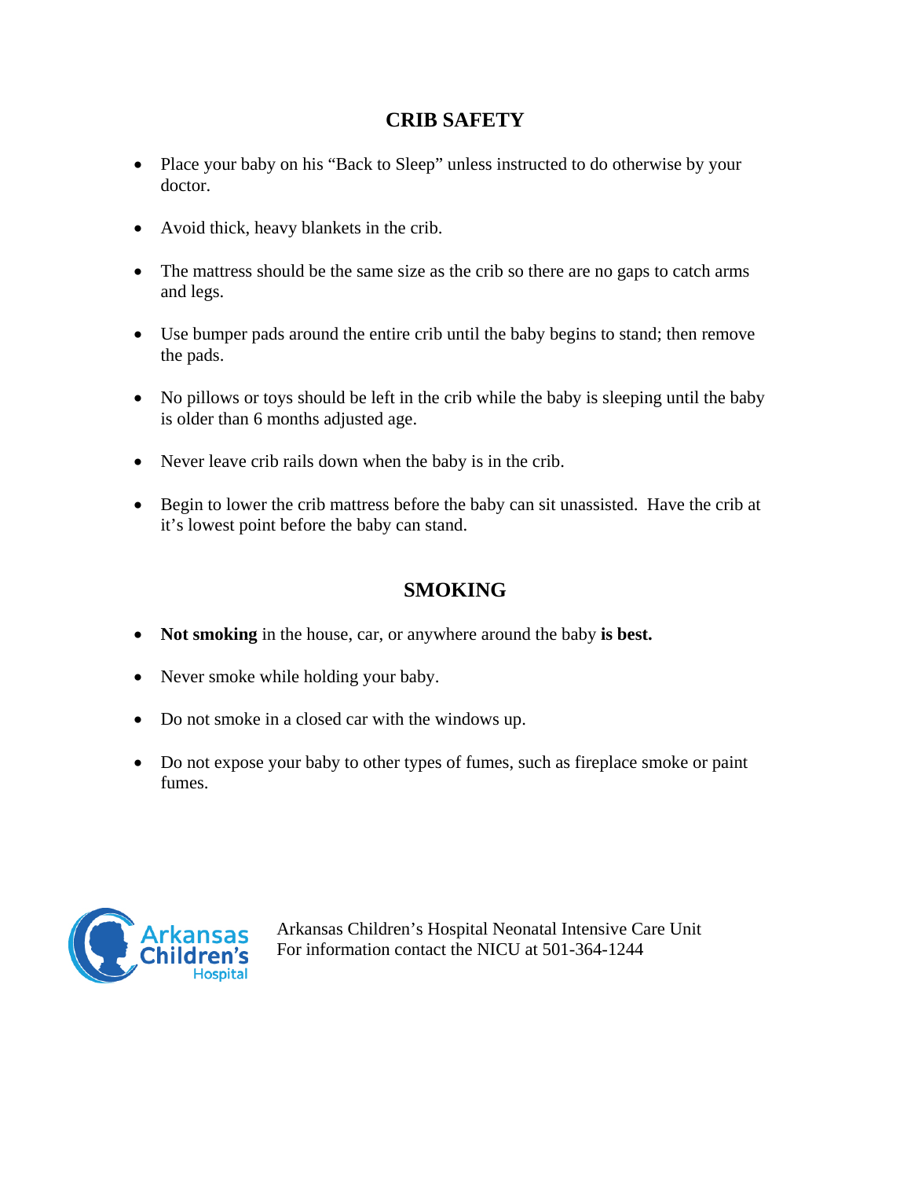## CRIB SAFETY

- Place your baby on his "Back to Sleep" unless instructed to do otherwise by your doctor.
- Avoid thick, heavy blankets in the crib.
- The mattress should be the same size as the crib so there are no gaps to catch arms and legs.
- Use bumper pads around the entire crib until the baby begins to stand; then remove the pads.
- No pillows or toys should be left in the crib while the baby is sleeping until the baby is older than 6 months adjusted age.
- Never leave crib rails down when the baby is in the crib.
- Begin to lower the crib mattress before the baby can sit unassisted. Have the crib at it's lowest point before the baby can stand.

## SMOKING

- **Not smoking** in the house, car, or anywhere around the baby **is best.**
- Never smoke while holding your baby.
- Do not smoke in a closed car with the windows up.
- Do not expose your baby to other types of fumes, such as fireplace smoke or paint fumes.

Arkansas Children's Hospital

Arkansas Children's Hospital Neonatal Intensive Care Unit
For information contact the NICU at 501-364-1244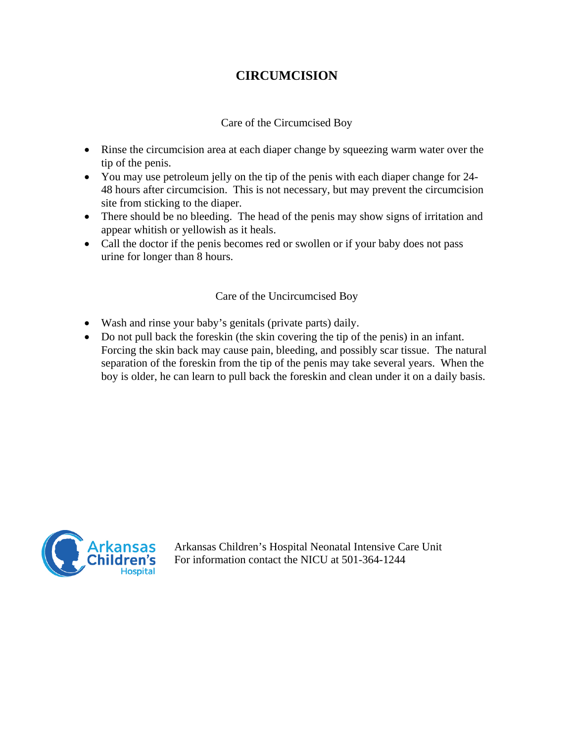# CIRCUMCISION

## Care of the Circumcised Boy

- Rinse the circumcision area at each diaper change by squeezing warm water over the tip of the penis.
- You may use petroleum jelly on the tip of the penis with each diaper change for 24-48 hours after circumcision. This is not necessary, but may prevent the circumcision site from sticking to the diaper.
- There should be no bleeding. The head of the penis may show signs of irritation and appear whitish or yellowish as it heals.
- Call the doctor if the penis becomes red or swollen or if your baby does not pass urine for longer than 8 hours.

## Care of the Uncircumcised Boy

- Wash and rinse your baby's genitals (private parts) daily.
- Do not pull back the foreskin (the skin covering the tip of the penis) in an infant. Forcing the skin back may cause pain, bleeding, and possibly scar tissue. The natural separation of the foreskin from the tip of the penis may take several years. When the boy is older, he can learn to pull back the foreskin and clean under it on a daily basis.

Arkansas Children's Hospital

Arkansas Children's Hospital Neonatal Intensive Care Unit
For information contact the NICU at 501-364-1244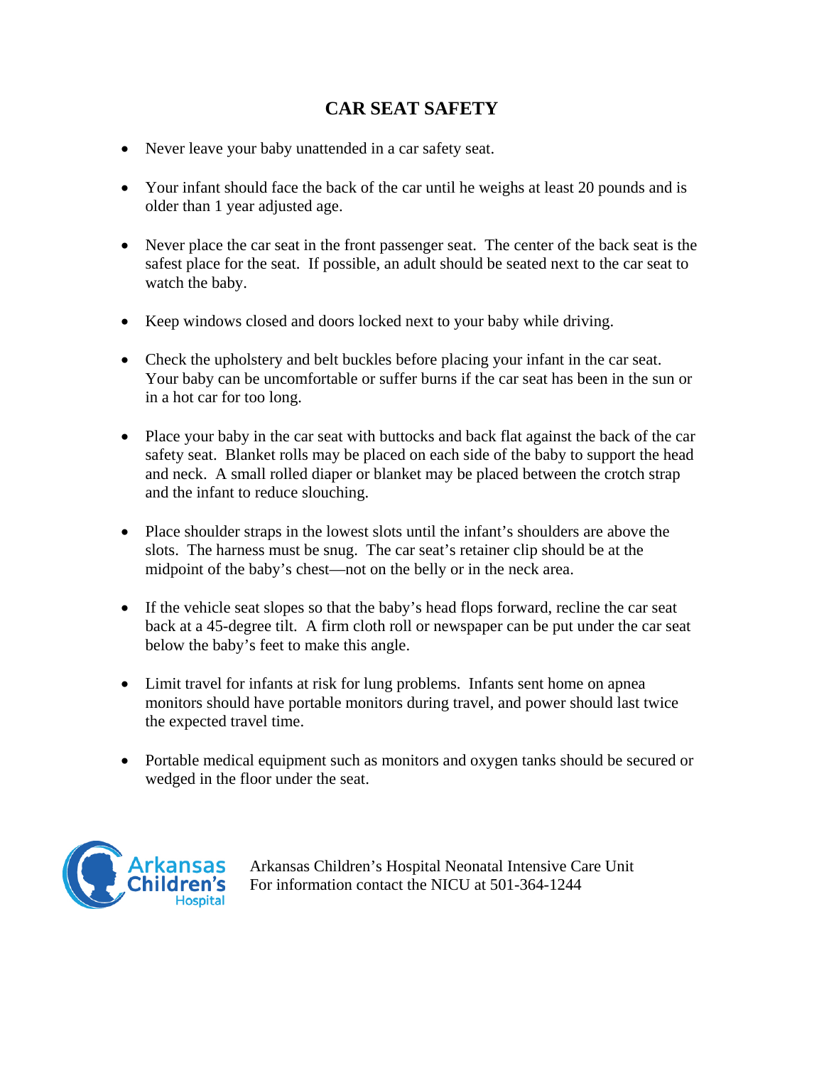# CAR SEAT SAFETY

- Never leave your baby unattended in a car safety seat.
- Your infant should face the back of the car until he weighs at least 20 pounds and is older than 1 year adjusted age.
- Never place the car seat in the front passenger seat. The center of the back seat is the safest place for the seat. If possible, an adult should be seated next to the car seat to watch the baby.
- Keep windows closed and doors locked next to your baby while driving.
- Check the upholstery and belt buckles before placing your infant in the car seat. Your baby can be uncomfortable or suffer burns if the car seat has been in the sun or in a hot car for too long.
- Place your baby in the car seat with buttocks and back flat against the back of the car safety seat. Blanket rolls may be placed on each side of the baby to support the head and neck. A small rolled diaper or blanket may be placed between the crotch strap and the infant to reduce slouching.
- Place shoulder straps in the lowest slots until the infant's shoulders are above the slots. The harness must be snug. The car seat's retainer clip should be at the midpoint of the baby's chest—not on the belly or in the neck area.
- If the vehicle seat slopes so that the baby's head flops forward, recline the car seat back at a 45-degree tilt. A firm cloth roll or newspaper can be put under the car seat below the baby's feet to make this angle.
- Limit travel for infants at risk for lung problems. Infants sent home on apnea monitors should have portable monitors during travel, and power should last twice the expected travel time.
- Portable medical equipment such as monitors and oxygen tanks should be secured or wedged in the floor under the seat.

Arkansas Children's Hospital

Arkansas Children's Hospital Neonatal Intensive Care Unit
For information contact the NICU at 501-364-1244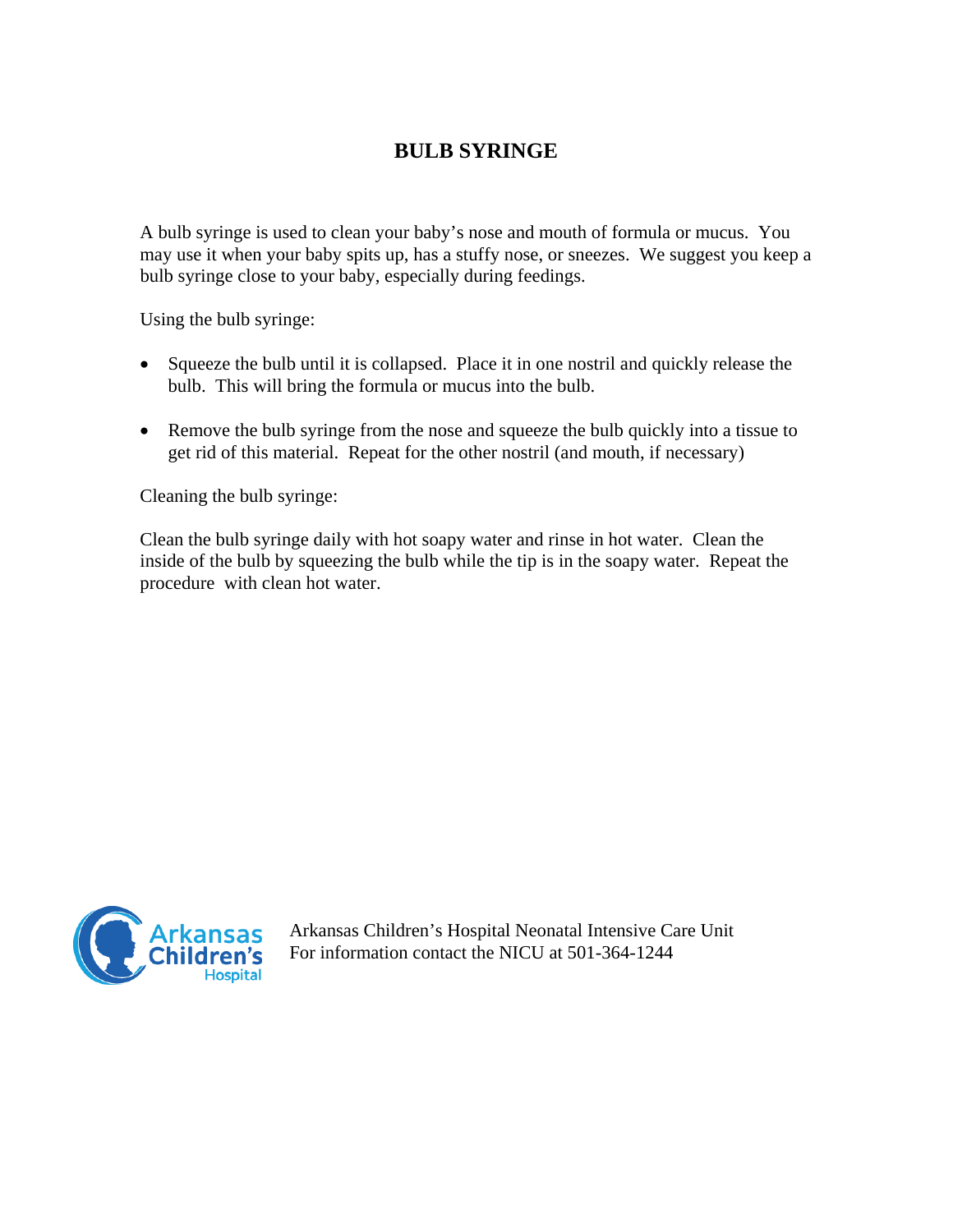# BULB SYRINGE

A bulb syringe is used to clean your baby's nose and mouth of formula or mucus. You may use it when your baby spits up, has a stuffy nose, or sneezes. We suggest you keep a bulb syringe close to your baby, especially during feedings.

Using the bulb syringe:

- Squeeze the bulb until it is collapsed. Place it in one nostril and quickly release the bulb. This will bring the formula or mucus into the bulb.
- Remove the bulb syringe from the nose and squeeze the bulb quickly into a tissue to get rid of this material. Repeat for the other nostril (and mouth, if necessary)

Cleaning the bulb syringe:

Clean the bulb syringe daily with hot soapy water and rinse in hot water. Clean the inside of the bulb by squeezing the bulb while the tip is in the soapy water. Repeat the procedure with clean hot water.

Arkansas Children's Hospital

Arkansas Children's Hospital Neonatal Intensive Care Unit
For information contact the NICU at 501-364-1244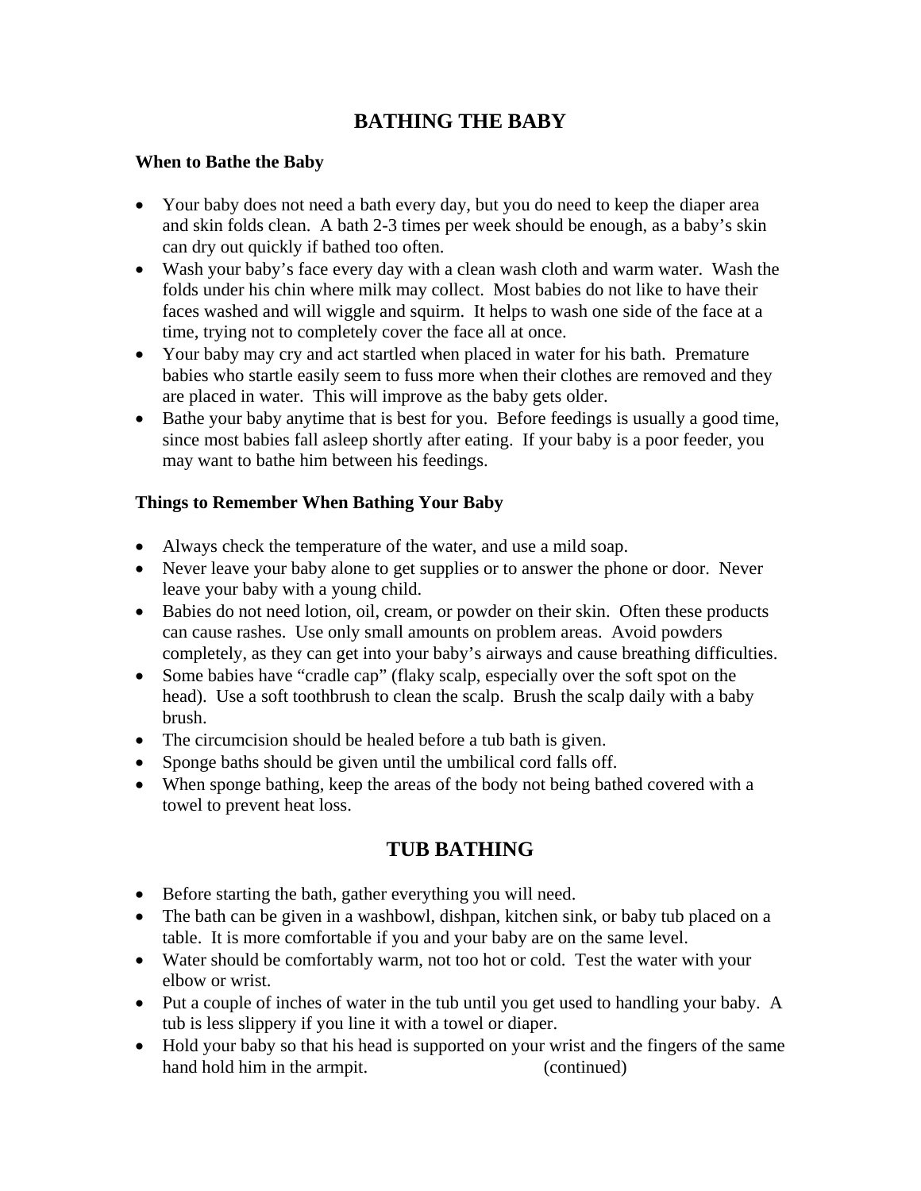# BATHING THE BABY

### When to Bathe the Baby

- Your baby does not need a bath every day, but you do need to keep the diaper area and skin folds clean. A bath 2-3 times per week should be enough, as a baby's skin can dry out quickly if bathed too often.
- Wash your baby's face every day with a clean wash cloth and warm water. Wash the folds under his chin where milk may collect. Most babies do not like to have their faces washed and will wiggle and squirm. It helps to wash one side of the face at a time, trying not to completely cover the face all at once.
- Your baby may cry and act startled when placed in water for his bath. Premature babies who startle easily seem to fuss more when their clothes are removed and they are placed in water. This will improve as the baby gets older.
- Bathe your baby anytime that is best for you. Before feedings is usually a good time, since most babies fall asleep shortly after eating. If your baby is a poor feeder, you may want to bathe him between his feedings.

### Things to Remember When Bathing Your Baby

- Always check the temperature of the water, and use a mild soap.
- Never leave your baby alone to get supplies or to answer the phone or door. Never leave your baby with a young child.
- Babies do not need lotion, oil, cream, or powder on their skin. Often these products can cause rashes. Use only small amounts on problem areas. Avoid powders completely, as they can get into your baby's airways and cause breathing difficulties.
- Some babies have "cradle cap" (flaky scalp, especially over the soft spot on the head). Use a soft toothbrush to clean the scalp. Brush the scalp daily with a baby brush.
- The circumcision should be healed before a tub bath is given.
- Sponge baths should be given until the umbilical cord falls off.
- When sponge bathing, keep the areas of the body not being bathed covered with a towel to prevent heat loss.

## TUB BATHING

- Before starting the bath, gather everything you will need.
- The bath can be given in a washbowl, dishpan, kitchen sink, or baby tub placed on a table. It is more comfortable if you and your baby are on the same level.
- Water should be comfortably warm, not too hot or cold. Test the water with your elbow or wrist.
- Put a couple of inches of water in the tub until you get used to handling your baby. A tub is less slippery if you line it with a towel or diaper.
- Hold your baby so that his head is supported on your wrist and the fingers of the same hand hold him in the armpit. (continued)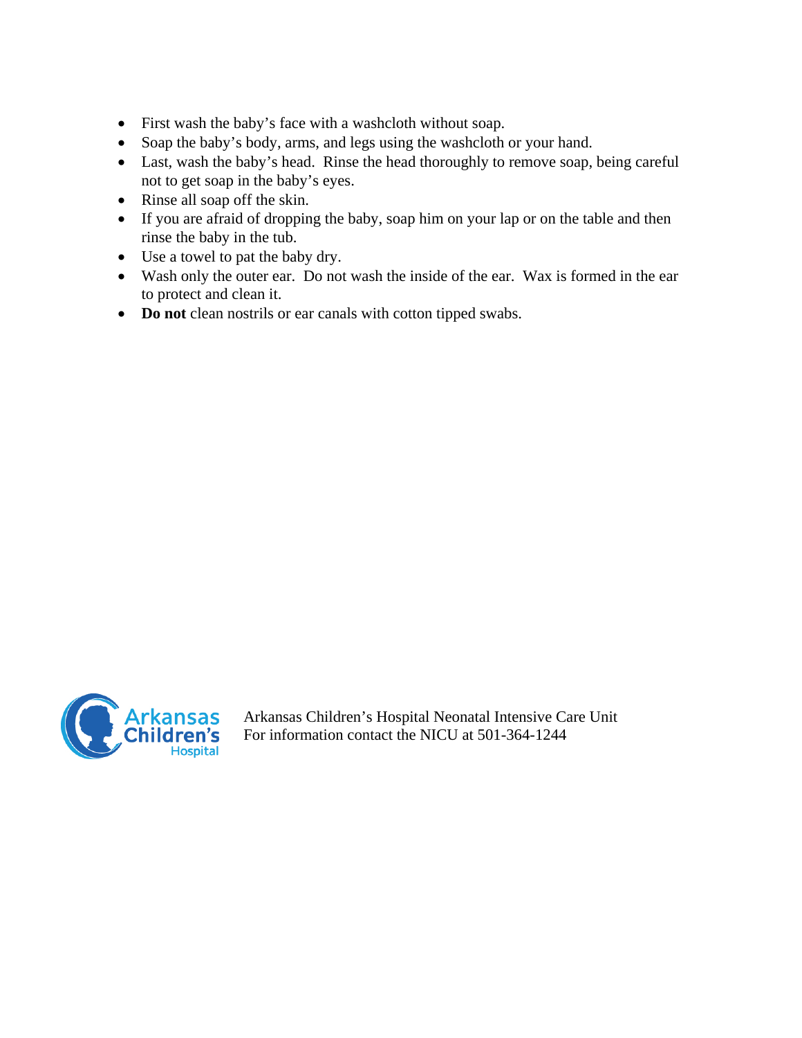- First wash the baby's face with a washcloth without soap.
- Soap the baby's body, arms, and legs using the washcloth or your hand.
- Last, wash the baby's head. Rinse the head thoroughly to remove soap, being careful not to get soap in the baby's eyes.
- Rinse all soap off the skin.
- If you are afraid of dropping the baby, soap him on your lap or on the table and then rinse the baby in the tub.
- Use a towel to pat the baby dry.
- Wash only the outer ear. Do not wash the inside of the ear. Wax is formed in the ear to protect and clean it.
- **Do not** clean nostrils or ear canals with cotton tipped swabs.

Arkansas Children's Hospital

Arkansas Children's Hospital Neonatal Intensive Care Unit
For information contact the NICU at 501-364-1244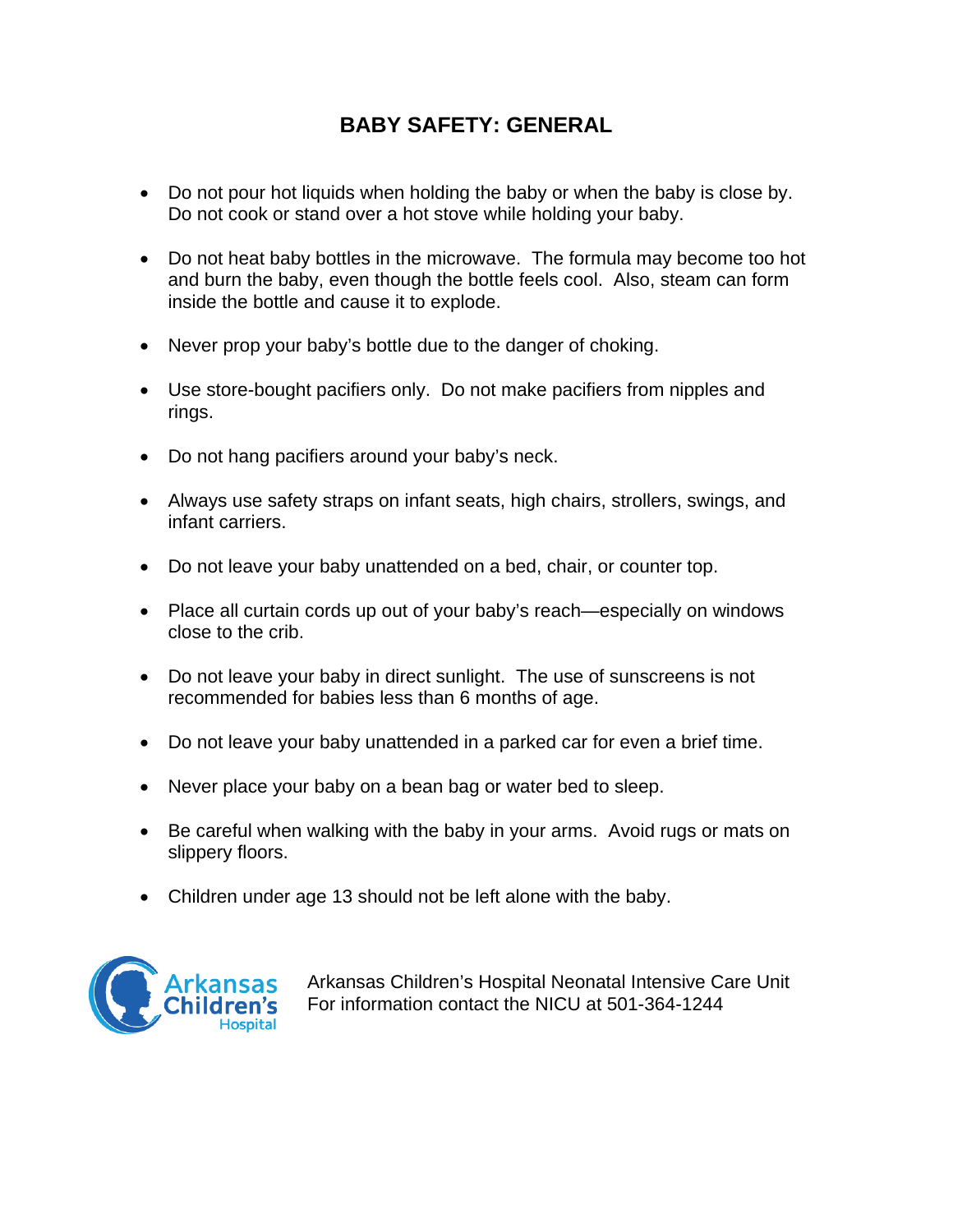# BABY SAFETY: GENERAL

- Do not pour hot liquids when holding the baby or when the baby is close by. Do not cook or stand over a hot stove while holding your baby.
- Do not heat baby bottles in the microwave. The formula may become too hot and burn the baby, even though the bottle feels cool. Also, steam can form inside the bottle and cause it to explode.
- Never prop your baby's bottle due to the danger of choking.
- Use store-bought pacifiers only. Do not make pacifiers from nipples and rings.
- Do not hang pacifiers around your baby's neck.
- Always use safety straps on infant seats, high chairs, strollers, swings, and infant carriers.
- Do not leave your baby unattended on a bed, chair, or counter top.
- Place all curtain cords up out of your baby's reach—especially on windows close to the crib.
- Do not leave your baby in direct sunlight. The use of sunscreens is not recommended for babies less than 6 months of age.
- Do not leave your baby unattended in a parked car for even a brief time.
- Never place your baby on a bean bag or water bed to sleep.
- Be careful when walking with the baby in your arms. Avoid rugs or mats on slippery floors.
- Children under age 13 should not be left alone with the baby.

Arkansas Children's Hospital

Arkansas Children's Hospital Neonatal Intensive Care Unit
For information contact the NICU at 501-364-1244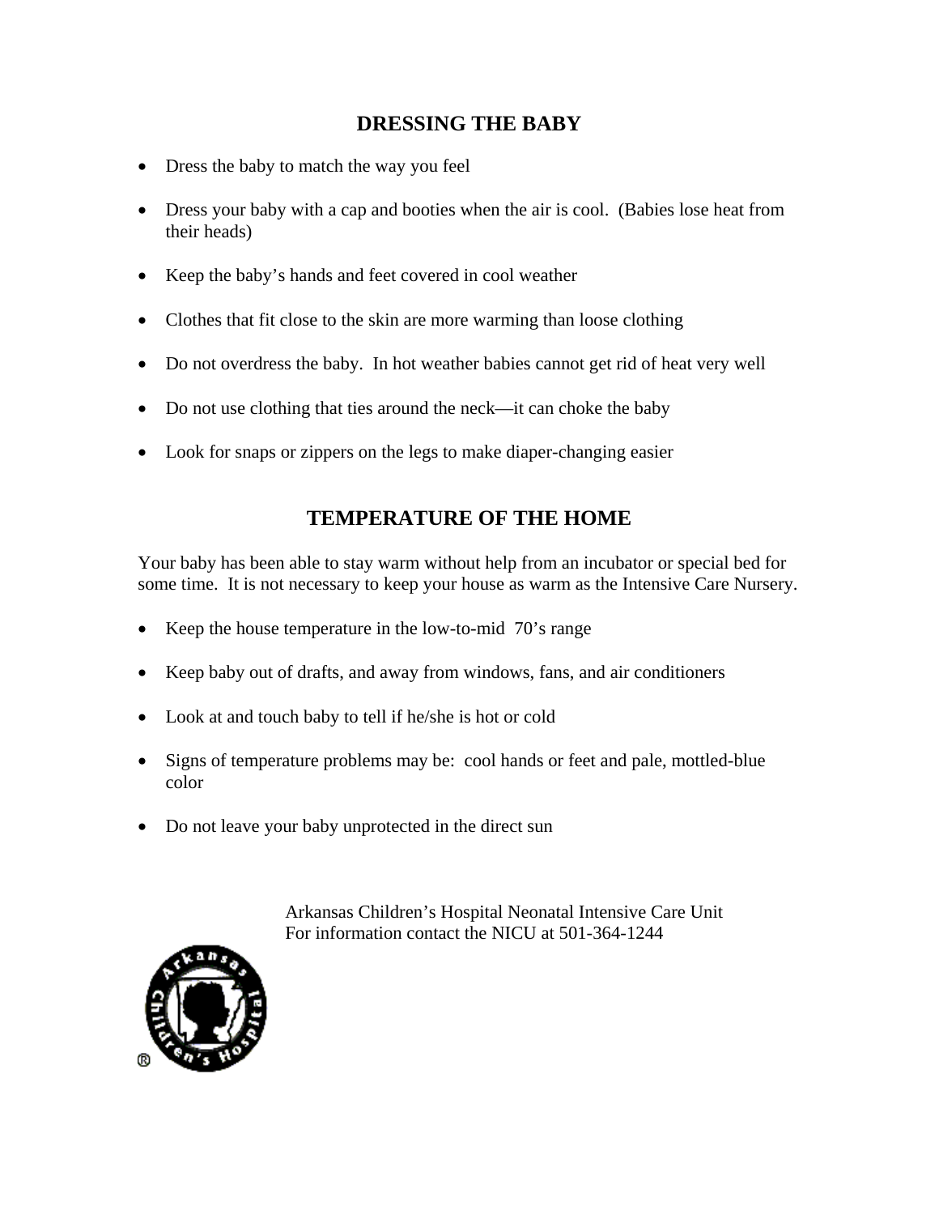## DRESSING THE BABY

- Dress the baby to match the way you feel
- Dress your baby with a cap and booties when the air is cool. (Babies lose heat from their heads)
- Keep the baby's hands and feet covered in cool weather
- Clothes that fit close to the skin are more warming than loose clothing
- Do not overdress the baby. In hot weather babies cannot get rid of heat very well
- Do not use clothing that ties around the neck—it can choke the baby
- Look for snaps or zippers on the legs to make diaper-changing easier

## TEMPERATURE OF THE HOME

Your baby has been able to stay warm without help from an incubator or special bed for some time. It is not necessary to keep your house as warm as the Intensive Care Nursery.

- Keep the house temperature in the low-to-mid 70's range
- Keep baby out of drafts, and away from windows, fans, and air conditioners
- Look at and touch baby to tell if he/she is hot or cold
- Signs of temperature problems may be: cool hands or feet and pale, mottled-blue color
- Do not leave your baby unprotected in the direct sun

Arkansas Children's Hospital Neonatal Intensive Care Unit
For information contact the NICU at 501-364-1244